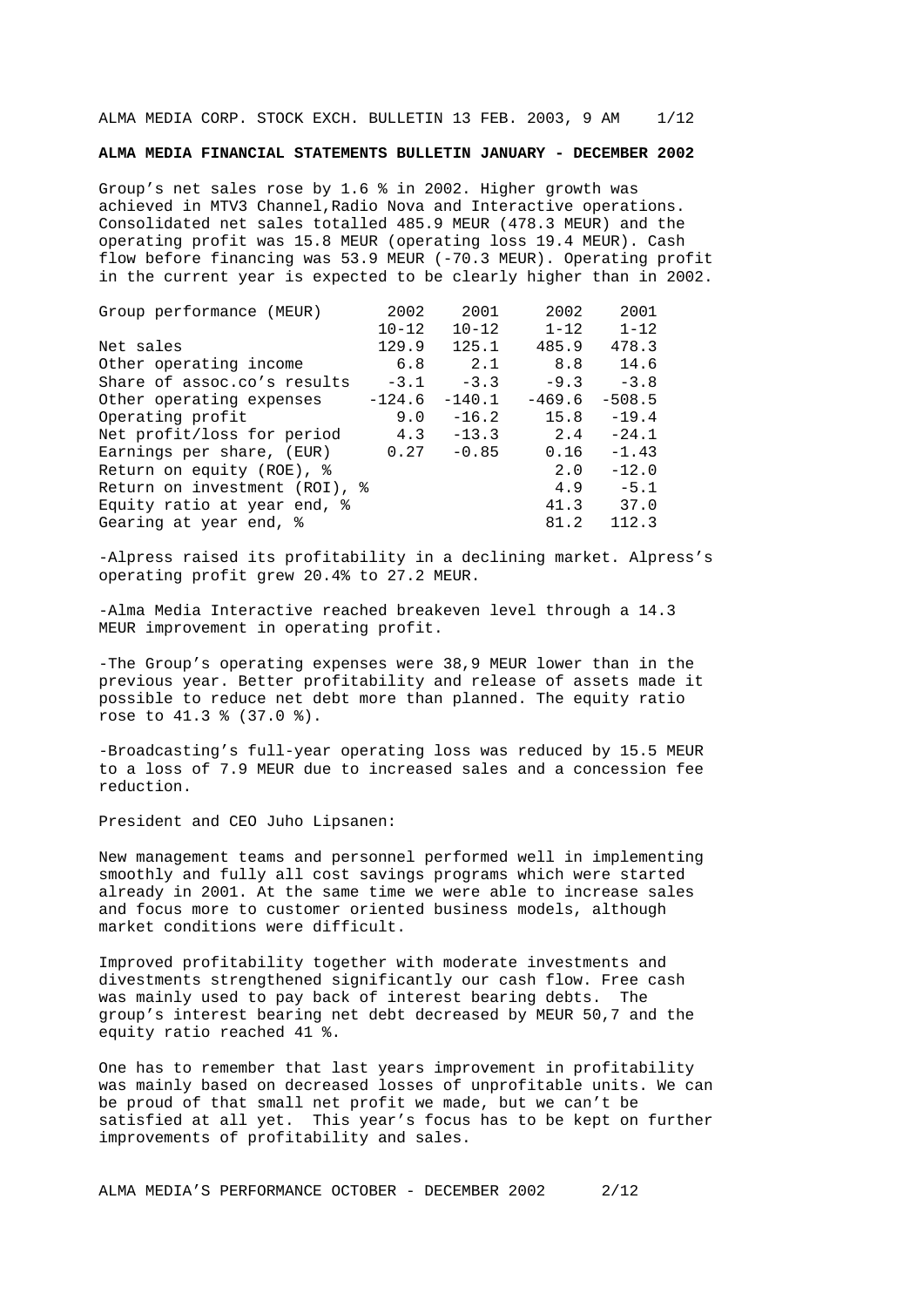ALMA MEDIA CORP. STOCK EXCH. BULLETIN 13 FEB. 2003, 9 AM

# ALMA MEDIA FINANCIAL STATEMENTS BULLETIN JANUARY - DECEMBER 2002

Group's net sales rose by 1.6 % in 2002. Higher growth was achieved in MTV3 Channel,Radio Nova and Interactive operations. Consolidated net sales totalled 485.9 MEUR (478.3 MEUR) and the operating profit was 15.8 MEUR (operating loss 19.4 MEUR). Cash flow before financing was 53.9 MEUR (-70.3 MEUR). Operating profit in the current year is expected to be clearly higher than in 2002.

| Group performance (MEUR) | 2002 10-12 | 2001 10-12 | 2002 1-12 | 2001 1-12 |
|---|---|---|---|---|
| Net sales | 129.9 | 125.1 | 485.9 | 478.3 |
| Other operating income | 6.8 | 2.1 | 8.8 | 14.6 |
| Share of assoc.co's results | -3.1 | -3.3 | -9.3 | -3.8 |
| Other operating expenses | -124.6 | -140.1 | -469.6 | -508.5 |
| Operating profit | 9.0 | -16.2 | 15.8 | -19.4 |
| Net profit/loss for period | 4.3 | -13.3 | 2.4 | -24.1 |
| Earnings per share, (EUR) | 0.27 | -0.85 | 0.16 | -1.43 |
| Return on equity (ROE), % | | | 2.0 | -12.0 |
| Return on investment (ROI), % | | | 4.9 | -5.1 |
| Equity ratio at year end, % | | | 41.3 | 37.0 |
| Gearing at year end, % | | | 81.2 | 112.3 |

-Alpress raised its profitability in a declining market. Alpress's operating profit grew 20.4% to 27.2 MEUR.

-Alma Media Interactive reached breakeven level through a 14.3 MEUR improvement in operating profit.

-The Group's operating expenses were 38,9 MEUR lower than in the previous year. Better profitability and release of assets made it possible to reduce net debt more than planned. The equity ratio rose to 41.3 % (37.0 %).

-Broadcasting's full-year operating loss was reduced by 15.5 MEUR to a loss of 7.9 MEUR due to increased sales and a concession fee reduction.

President and CEO Juho Lipsanen:

New management teams and personnel performed well in implementing smoothly and fully all cost savings programs which were started already in 2001. At the same time we were able to increase sales and focus more to customer oriented business models, although market conditions were difficult.

Improved profitability together with moderate investments and divestments strengthened significantly our cash flow. Free cash was mainly used to pay back of interest bearing debts. The group's interest bearing net debt decreased by MEUR 50,7 and the equity ratio reached 41 %.

One has to remember that last years improvement in profitability was mainly based on decreased losses of unprofitable units. We can be proud of that small net profit we made, but we can't be satisfied at all yet. This year's focus has to be kept on further improvements of profitability and sales.

## ALMA MEDIA'S PERFORMANCE OCTOBER - DECEMBER 2002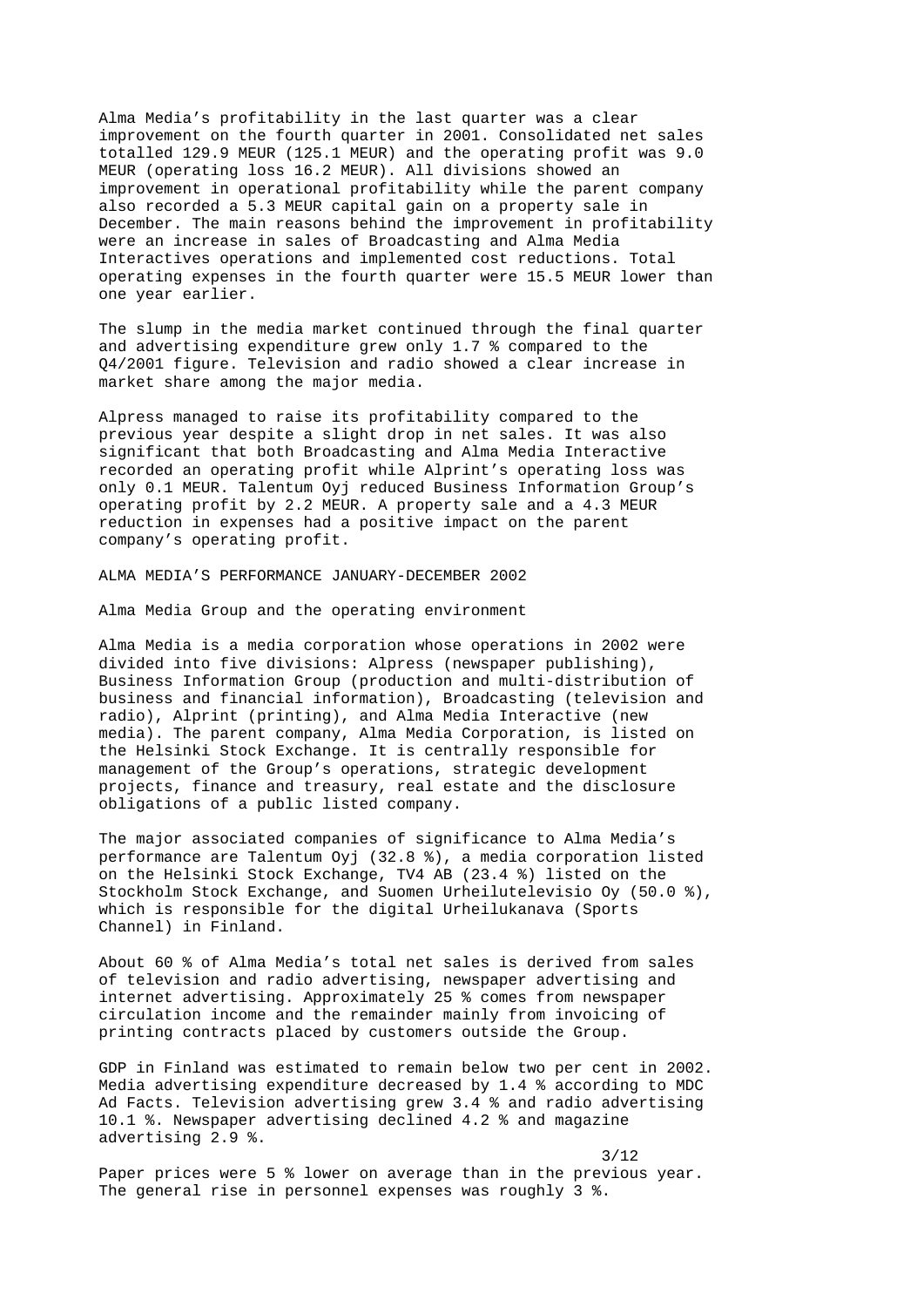Alma Media's profitability in the last quarter was a clear improvement on the fourth quarter in 2001. Consolidated net sales totalled 129.9 MEUR (125.1 MEUR) and the operating profit was 9.0 MEUR (operating loss 16.2 MEUR). All divisions showed an improvement in operational profitability while the parent company also recorded a 5.3 MEUR capital gain on a property sale in December. The main reasons behind the improvement in profitability were an increase in sales of Broadcasting and Alma Media Interactives operations and implemented cost reductions. Total operating expenses in the fourth quarter were 15.5 MEUR lower than one year earlier.

The slump in the media market continued through the final quarter and advertising expenditure grew only 1.7 % compared to the Q4/2001 figure. Television and radio showed a clear increase in market share among the major media.

Alpress managed to raise its profitability compared to the previous year despite a slight drop in net sales. It was also significant that both Broadcasting and Alma Media Interactive recorded an operating profit while Alprint's operating loss was only 0.1 MEUR. Talentum Oyj reduced Business Information Group's operating profit by 2.2 MEUR. A property sale and a 4.3 MEUR reduction in expenses had a positive impact on the parent company's operating profit.

## ALMA MEDIA'S PERFORMANCE JANUARY-DECEMBER 2002

### Alma Media Group and the operating environment

Alma Media is a media corporation whose operations in 2002 were divided into five divisions: Alpress (newspaper publishing), Business Information Group (production and multi-distribution of business and financial information), Broadcasting (television and radio), Alprint (printing), and Alma Media Interactive (new media). The parent company, Alma Media Corporation, is listed on the Helsinki Stock Exchange. It is centrally responsible for management of the Group's operations, strategic development projects, finance and treasury, real estate and the disclosure obligations of a public listed company.

The major associated companies of significance to Alma Media's performance are Talentum Oyj (32.8 %), a media corporation listed on the Helsinki Stock Exchange, TV4 AB (23.4 %) listed on the Stockholm Stock Exchange, and Suomen Urheilutelevisio Oy (50.0 %), which is responsible for the digital Urheilukanava (Sports Channel) in Finland.

About 60 % of Alma Media's total net sales is derived from sales of television and radio advertising, newspaper advertising and internet advertising. Approximately 25 % comes from newspaper circulation income and the remainder mainly from invoicing of printing contracts placed by customers outside the Group.

GDP in Finland was estimated to remain below two per cent in 2002. Media advertising expenditure decreased by 1.4 % according to MDC Ad Facts. Television advertising grew 3.4 % and radio advertising 10.1 %. Newspaper advertising declined 4.2 % and magazine advertising 2.9 %.

Paper prices were 5 % lower on average than in the previous year. The general rise in personnel expenses was roughly 3 %.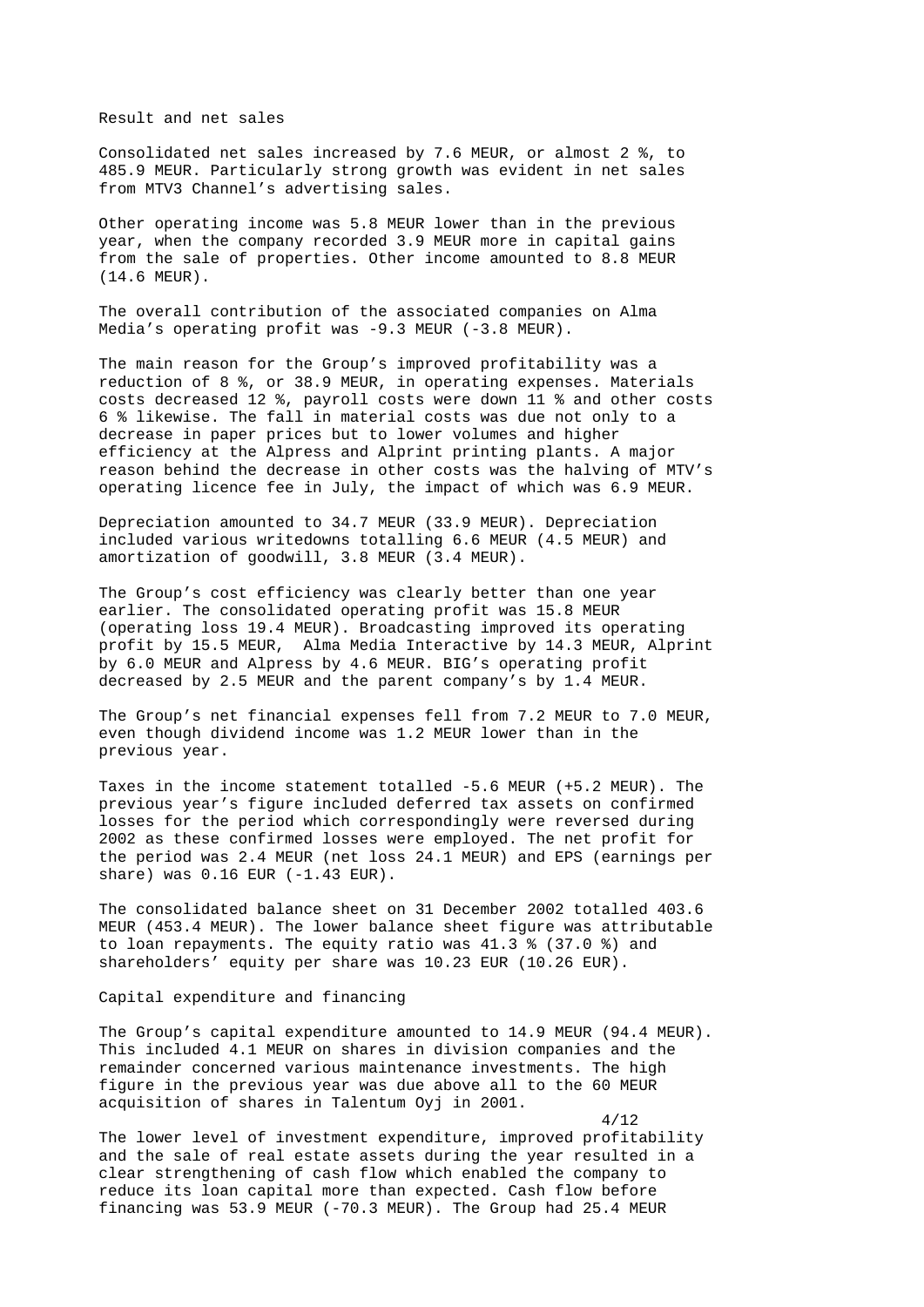## Result and net sales

Consolidated net sales increased by 7.6 MEUR, or almost 2 %, to 485.9 MEUR. Particularly strong growth was evident in net sales from MTV3 Channel's advertising sales.

Other operating income was 5.8 MEUR lower than in the previous year, when the company recorded 3.9 MEUR more in capital gains from the sale of properties. Other income amounted to 8.8 MEUR (14.6 MEUR).

The overall contribution of the associated companies on Alma Media's operating profit was -9.3 MEUR (-3.8 MEUR).

The main reason for the Group's improved profitability was a reduction of 8 %, or 38.9 MEUR, in operating expenses. Materials costs decreased 12 %, payroll costs were down 11 % and other costs 6 % likewise. The fall in material costs was due not only to a decrease in paper prices but to lower volumes and higher efficiency at the Alpress and Alprint printing plants. A major reason behind the decrease in other costs was the halving of MTV's operating licence fee in July, the impact of which was 6.9 MEUR.

Depreciation amounted to 34.7 MEUR (33.9 MEUR). Depreciation included various writedowns totalling 6.6 MEUR (4.5 MEUR) and amortization of goodwill, 3.8 MEUR (3.4 MEUR).

The Group's cost efficiency was clearly better than one year earlier. The consolidated operating profit was 15.8 MEUR (operating loss 19.4 MEUR). Broadcasting improved its operating profit by 15.5 MEUR, Alma Media Interactive by 14.3 MEUR, Alprint by 6.0 MEUR and Alpress by 4.6 MEUR. BIG's operating profit decreased by 2.5 MEUR and the parent company's by 1.4 MEUR.

The Group's net financial expenses fell from 7.2 MEUR to 7.0 MEUR, even though dividend income was 1.2 MEUR lower than in the previous year.

Taxes in the income statement totalled -5.6 MEUR (+5.2 MEUR). The previous year's figure included deferred tax assets on confirmed losses for the period which correspondingly were reversed during 2002 as these confirmed losses were employed. The net profit for the period was 2.4 MEUR (net loss 24.1 MEUR) and EPS (earnings per share) was 0.16 EUR (-1.43 EUR).

The consolidated balance sheet on 31 December 2002 totalled 403.6 MEUR (453.4 MEUR). The lower balance sheet figure was attributable to loan repayments. The equity ratio was 41.3 % (37.0 %) and shareholders' equity per share was 10.23 EUR (10.26 EUR).

## Capital expenditure and financing

The Group's capital expenditure amounted to 14.9 MEUR (94.4 MEUR). This included 4.1 MEUR on shares in division companies and the remainder concerned various maintenance investments. The high figure in the previous year was due above all to the 60 MEUR acquisition of shares in Talentum Oyj in 2001.

The lower level of investment expenditure, improved profitability and the sale of real estate assets during the year resulted in a clear strengthening of cash flow which enabled the company to reduce its loan capital more than expected. Cash flow before financing was 53.9 MEUR (-70.3 MEUR). The Group had 25.4 MEUR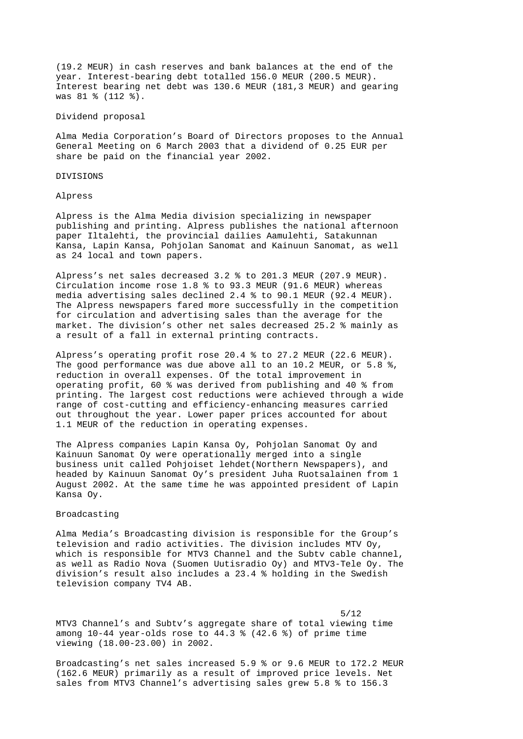(19.2 MEUR) in cash reserves and bank balances at the end of the year. Interest-bearing debt totalled 156.0 MEUR (200.5 MEUR). Interest bearing net debt was 130.6 MEUR (181,3 MEUR) and gearing was 81 % (112 %).

Dividend proposal

Alma Media Corporation's Board of Directors proposes to the Annual General Meeting on 6 March 2003 that a dividend of 0.25 EUR per share be paid on the financial year 2002.

## DIVISIONS

### Alpress

Alpress is the Alma Media division specializing in newspaper publishing and printing. Alpress publishes the national afternoon paper Iltalehti, the provincial dailies Aamulehti, Satakunnan Kansa, Lapin Kansa, Pohjolan Sanomat and Kainuun Sanomat, as well as 24 local and town papers.

Alpress's net sales decreased 3.2 % to 201.3 MEUR (207.9 MEUR). Circulation income rose 1.8 % to 93.3 MEUR (91.6 MEUR) whereas media advertising sales declined 2.4 % to 90.1 MEUR (92.4 MEUR). The Alpress newspapers fared more successfully in the competition for circulation and advertising sales than the average for the market. The division's other net sales decreased 25.2 % mainly as a result of a fall in external printing contracts.

Alpress's operating profit rose 20.4 % to 27.2 MEUR (22.6 MEUR). The good performance was due above all to an 10.2 MEUR, or 5.8 %, reduction in overall expenses. Of the total improvement in operating profit, 60 % was derived from publishing and 40 % from printing. The largest cost reductions were achieved through a wide range of cost-cutting and efficiency-enhancing measures carried out throughout the year. Lower paper prices accounted for about 1.1 MEUR of the reduction in operating expenses.

The Alpress companies Lapin Kansa Oy, Pohjolan Sanomat Oy and Kainuun Sanomat Oy were operationally merged into a single business unit called Pohjoiset lehdet(Northern Newspapers), and headed by Kainuun Sanomat Oy's president Juha Ruotsalainen from 1 August 2002. At the same time he was appointed president of Lapin Kansa Oy.

### Broadcasting

Alma Media's Broadcasting division is responsible for the Group's television and radio activities. The division includes MTV Oy, which is responsible for MTV3 Channel and the Subtv cable channel, as well as Radio Nova (Suomen Uutisradio Oy) and MTV3-Tele Oy. The division's result also includes a 23.4 % holding in the Swedish television company TV4 AB.

MTV3 Channel's and Subtv's aggregate share of total viewing time among 10-44 year-olds rose to 44.3 % (42.6 %) of prime time viewing (18.00-23.00) in 2002.

Broadcasting's net sales increased 5.9 % or 9.6 MEUR to 172.2 MEUR (162.6 MEUR) primarily as a result of improved price levels. Net sales from MTV3 Channel's advertising sales grew 5.8 % to 156.3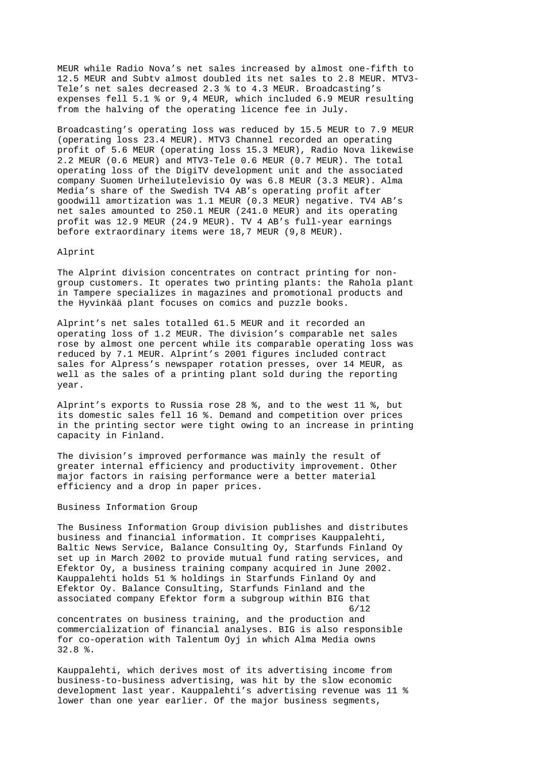MEUR while Radio Nova’s net sales increased by almost one-fifth to 12.5 MEUR and Subtv almost doubled its net sales to 2.8 MEUR. MTV3-Tele’s net sales decreased 2.3 % to 4.3 MEUR. Broadcasting’s expenses fell 5.1 % or 9,4 MEUR, which included 6.9 MEUR resulting from the halving of the operating licence fee in July.

Broadcasting’s operating loss was reduced by 15.5 MEUR to 7.9 MEUR (operating loss 23.4 MEUR). MTV3 Channel recorded an operating profit of 5.6 MEUR (operating loss 15.3 MEUR), Radio Nova likewise 2.2 MEUR (0.6 MEUR) and MTV3-Tele 0.6 MEUR (0.7 MEUR). The total operating loss of the DigiTV development unit and the associated company Suomen Urheilutelevisio Oy was 6.8 MEUR (3.3 MEUR). Alma Media’s share of the Swedish TV4 AB’s operating profit after goodwill amortization was 1.1 MEUR (0.3 MEUR) negative. TV4 AB’s net sales amounted to 250.1 MEUR (241.0 MEUR) and its operating profit was 12.9 MEUR (24.9 MEUR). TV 4 AB’s full-year earnings before extraordinary items were 18,7 MEUR (9,8 MEUR).

## Alprint

The Alprint division concentrates on contract printing for non-group customers. It operates two printing plants: the Rahola plant in Tampere specializes in magazines and promotional products and the Hyvinkää plant focuses on comics and puzzle books.

Alprint’s net sales totalled 61.5 MEUR and it recorded an operating loss of 1.2 MEUR. The division’s comparable net sales rose by almost one percent while its comparable operating loss was reduced by 7.1 MEUR. Alprint’s 2001 figures included contract sales for Alpress’s newspaper rotation presses, over 14 MEUR, as well as the sales of a printing plant sold during the reporting year.

Alprint’s exports to Russia rose 28 %, and to the west 11 %, but its domestic sales fell 16 %. Demand and competition over prices in the printing sector were tight owing to an increase in printing capacity in Finland.

The division’s improved performance was mainly the result of greater internal efficiency and productivity improvement. Other major factors in raising performance were a better material efficiency and a drop in paper prices.

## Business Information Group

The Business Information Group division publishes and distributes business and financial information. It comprises Kauppalehti, Baltic News Service, Balance Consulting Oy, Starfunds Finland Oy set up in March 2002 to provide mutual fund rating services, and Efektor Oy, a business training company acquired in June 2002. Kauppalehti holds 51 % holdings in Starfunds Finland Oy and Efektor Oy. Balance Consulting, Starfunds Finland and the associated company Efektor form a subgroup within BIG that concentrates on business training, and the production and commercialization of financial analyses. BIG is also responsible for co-operation with Talentum Oyj in which Alma Media owns 32.8 %.

Kauppalehti, which derives most of its advertising income from business-to-business advertising, was hit by the slow economic development last year. Kauppalehti’s advertising revenue was 11 % lower than one year earlier. Of the major business segments,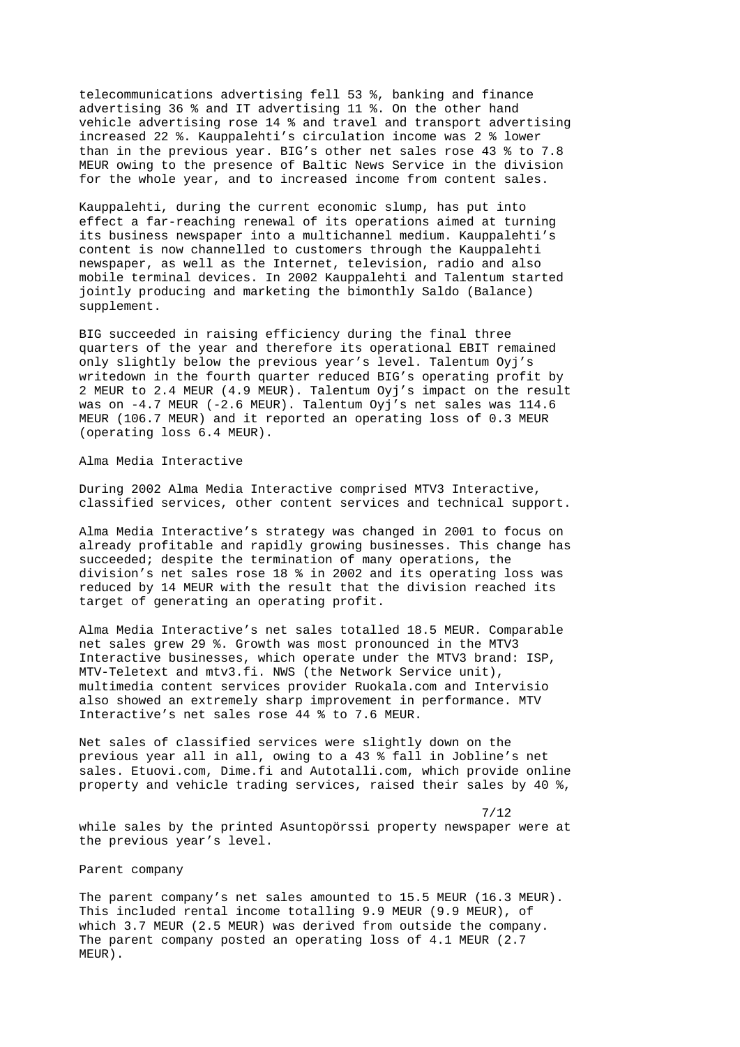telecommunications advertising fell 53 %, banking and finance advertising 36 % and IT advertising 11 %. On the other hand vehicle advertising rose 14 % and travel and transport advertising increased 22 %. Kauppalehti's circulation income was 2 % lower than in the previous year. BIG's other net sales rose 43 % to 7.8 MEUR owing to the presence of Baltic News Service in the division for the whole year, and to increased income from content sales.

Kauppalehti, during the current economic slump, has put into effect a far-reaching renewal of its operations aimed at turning its business newspaper into a multichannel medium. Kauppalehti's content is now channelled to customers through the Kauppalehti newspaper, as well as the Internet, television, radio and also mobile terminal devices. In 2002 Kauppalehti and Talentum started jointly producing and marketing the bimonthly Saldo (Balance) supplement.

BIG succeeded in raising efficiency during the final three quarters of the year and therefore its operational EBIT remained only slightly below the previous year's level. Talentum Oyj's writedown in the fourth quarter reduced BIG's operating profit by 2 MEUR to 2.4 MEUR (4.9 MEUR). Talentum Oyj's impact on the result was on -4.7 MEUR (-2.6 MEUR). Talentum Oyj's net sales was 114.6 MEUR (106.7 MEUR) and it reported an operating loss of 0.3 MEUR (operating loss 6.4 MEUR).

## Alma Media Interactive

During 2002 Alma Media Interactive comprised MTV3 Interactive, classified services, other content services and technical support.

Alma Media Interactive's strategy was changed in 2001 to focus on already profitable and rapidly growing businesses. This change has succeeded; despite the termination of many operations, the division's net sales rose 18 % in 2002 and its operating loss was reduced by 14 MEUR with the result that the division reached its target of generating an operating profit.

Alma Media Interactive's net sales totalled 18.5 MEUR. Comparable net sales grew 29 %. Growth was most pronounced in the MTV3 Interactive businesses, which operate under the MTV3 brand: ISP, MTV-Teletext and mtv3.fi. NWS (the Network Service unit), multimedia content services provider Ruokala.com and Intervisio also showed an extremely sharp improvement in performance. MTV Interactive's net sales rose 44 % to 7.6 MEUR.

Net sales of classified services were slightly down on the previous year all in all, owing to a 43 % fall in Jobline's net sales. Etuovi.com, Dime.fi and Autotalli.com, which provide online property and vehicle trading services, raised their sales by 40 %, while sales by the printed Asuntopörssi property newspaper were at the previous year's level.

## Parent company

The parent company's net sales amounted to 15.5 MEUR (16.3 MEUR). This included rental income totalling 9.9 MEUR (9.9 MEUR), of which 3.7 MEUR (2.5 MEUR) was derived from outside the company. The parent company posted an operating loss of 4.1 MEUR (2.7 MEUR).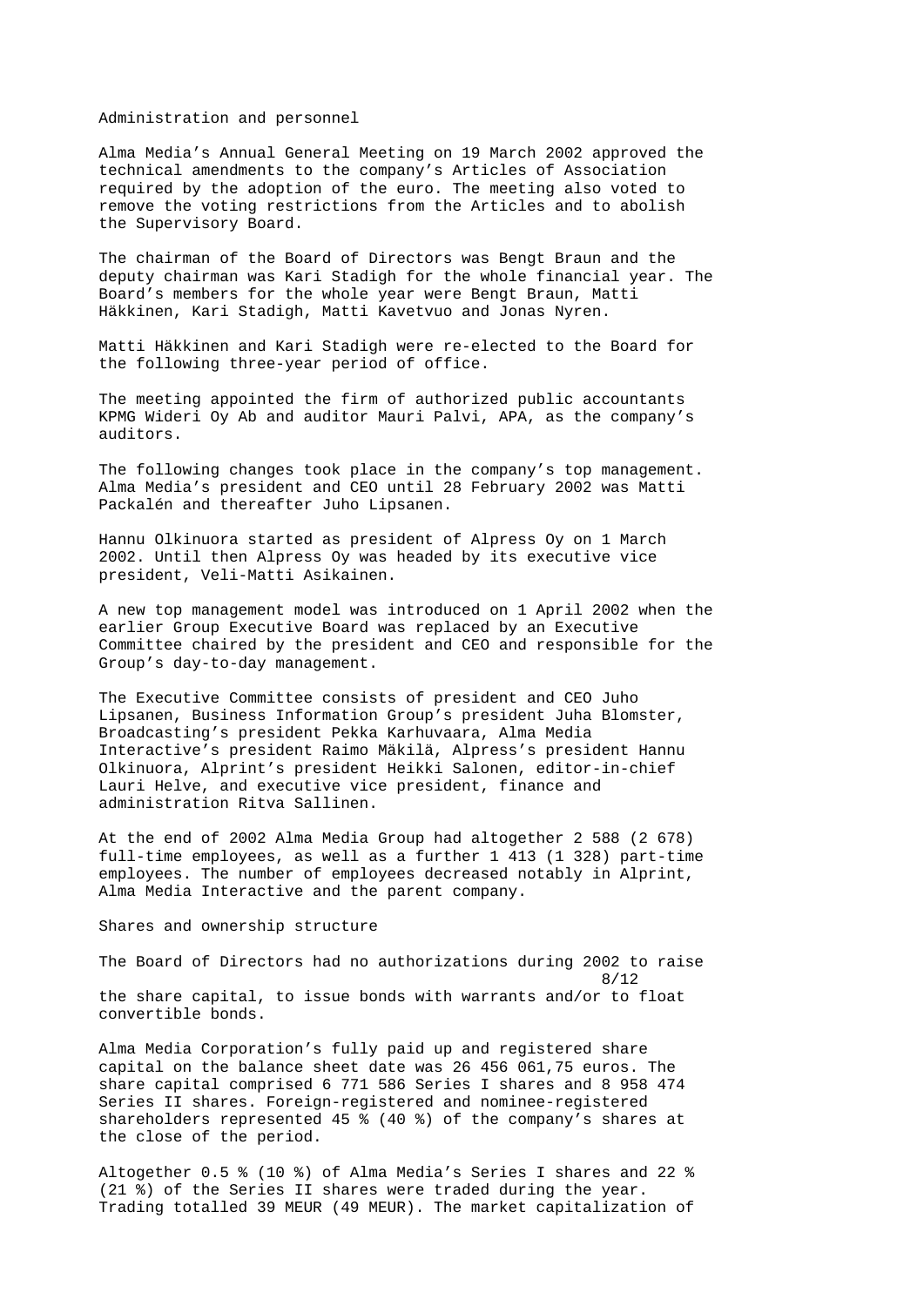## Administration and personnel

Alma Media's Annual General Meeting on 19 March 2002 approved the technical amendments to the company's Articles of Association required by the adoption of the euro. The meeting also voted to remove the voting restrictions from the Articles and to abolish the Supervisory Board.

The chairman of the Board of Directors was Bengt Braun and the deputy chairman was Kari Stadigh for the whole financial year. The Board's members for the whole year were Bengt Braun, Matti Häkkinen, Kari Stadigh, Matti Kavetvuo and Jonas Nyren.

Matti Häkkinen and Kari Stadigh were re-elected to the Board for the following three-year period of office.

The meeting appointed the firm of authorized public accountants KPMG Wideri Oy Ab and auditor Mauri Palvi, APA, as the company's auditors.

The following changes took place in the company's top management. Alma Media's president and CEO until 28 February 2002 was Matti Packalén and thereafter Juho Lipsanen.

Hannu Olkinuora started as president of Alpress Oy on 1 March 2002. Until then Alpress Oy was headed by its executive vice president, Veli-Matti Asikainen.

A new top management model was introduced on 1 April 2002 when the earlier Group Executive Board was replaced by an Executive Committee chaired by the president and CEO and responsible for the Group's day-to-day management.

The Executive Committee consists of president and CEO Juho Lipsanen, Business Information Group's president Juha Blomster, Broadcasting's president Pekka Karhuvaara, Alma Media Interactive's president Raimo Mäkilä, Alpress's president Hannu Olkinuora, Alprint's president Heikki Salonen, editor-in-chief Lauri Helve, and executive vice president, finance and administration Ritva Sallinen.

At the end of 2002 Alma Media Group had altogether 2 588 (2 678) full-time employees, as well as a further 1 413 (1 328) part-time employees. The number of employees decreased notably in Alprint, Alma Media Interactive and the parent company.

## Shares and ownership structure

The Board of Directors had no authorizations during 2002 to raise the share capital, to issue bonds with warrants and/or to float convertible bonds.

Alma Media Corporation's fully paid up and registered share capital on the balance sheet date was 26 456 061,75 euros. The share capital comprised 6 771 586 Series I shares and 8 958 474 Series II shares. Foreign-registered and nominee-registered shareholders represented 45 % (40 %) of the company's shares at the close of the period.

Altogether 0.5 % (10 %) of Alma Media's Series I shares and 22 % (21 %) of the Series II shares were traded during the year. Trading totalled 39 MEUR (49 MEUR). The market capitalization of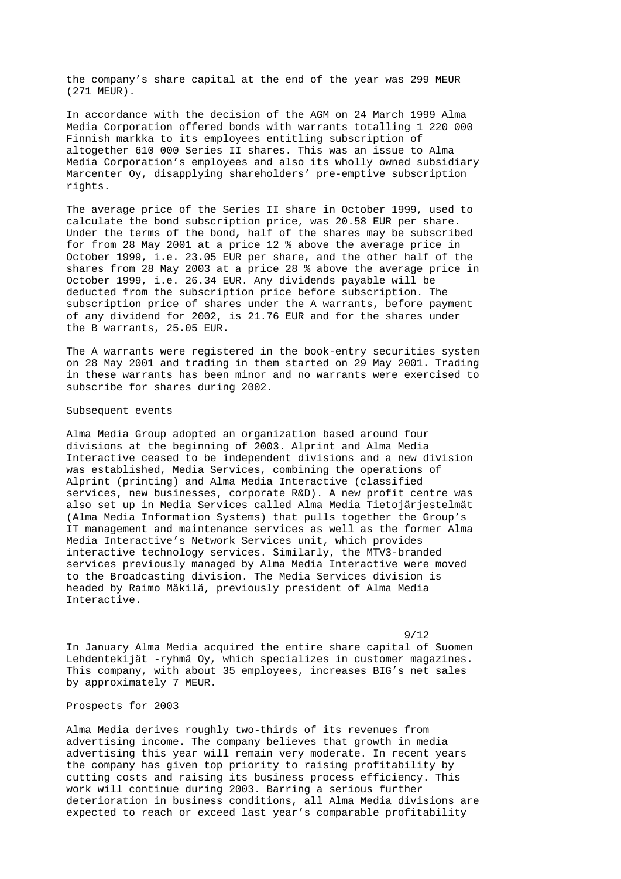the company's share capital at the end of the year was 299 MEUR (271 MEUR).

In accordance with the decision of the AGM on 24 March 1999 Alma Media Corporation offered bonds with warrants totalling 1 220 000 Finnish markka to its employees entitling subscription of altogether 610 000 Series II shares. This was an issue to Alma Media Corporation's employees and also its wholly owned subsidiary Marcenter Oy, disapplying shareholders' pre-emptive subscription rights.

The average price of the Series II share in October 1999, used to calculate the bond subscription price, was 20.58 EUR per share. Under the terms of the bond, half of the shares may be subscribed for from 28 May 2001 at a price 12 % above the average price in October 1999, i.e. 23.05 EUR per share, and the other half of the shares from 28 May 2003 at a price 28 % above the average price in October 1999, i.e. 26.34 EUR. Any dividends payable will be deducted from the subscription price before subscription. The subscription price of shares under the A warrants, before payment of any dividend for 2002, is 21.76 EUR and for the shares under the B warrants, 25.05 EUR.

The A warrants were registered in the book-entry securities system on 28 May 2001 and trading in them started on 29 May 2001. Trading in these warrants has been minor and no warrants were exercised to subscribe for shares during 2002.

## Subsequent events

Alma Media Group adopted an organization based around four divisions at the beginning of 2003. Alprint and Alma Media Interactive ceased to be independent divisions and a new division was established, Media Services, combining the operations of Alprint (printing) and Alma Media Interactive (classified services, new businesses, corporate R&D). A new profit centre was also set up in Media Services called Alma Media Tietojärjestelmät (Alma Media Information Systems) that pulls together the Group's IT management and maintenance services as well as the former Alma Media Interactive's Network Services unit, which provides interactive technology services. Similarly, the MTV3-branded services previously managed by Alma Media Interactive were moved to the Broadcasting division. The Media Services division is headed by Raimo Mäkilä, previously president of Alma Media Interactive.

In January Alma Media acquired the entire share capital of Suomen Lehdentekijät -ryhmä Oy, which specializes in customer magazines. This company, with about 35 employees, increases BIG's net sales by approximately 7 MEUR.

## Prospects for 2003

Alma Media derives roughly two-thirds of its revenues from advertising income. The company believes that growth in media advertising this year will remain very moderate. In recent years the company has given top priority to raising profitability by cutting costs and raising its business process efficiency. This work will continue during 2003. Barring a serious further deterioration in business conditions, all Alma Media divisions are expected to reach or exceed last year's comparable profitability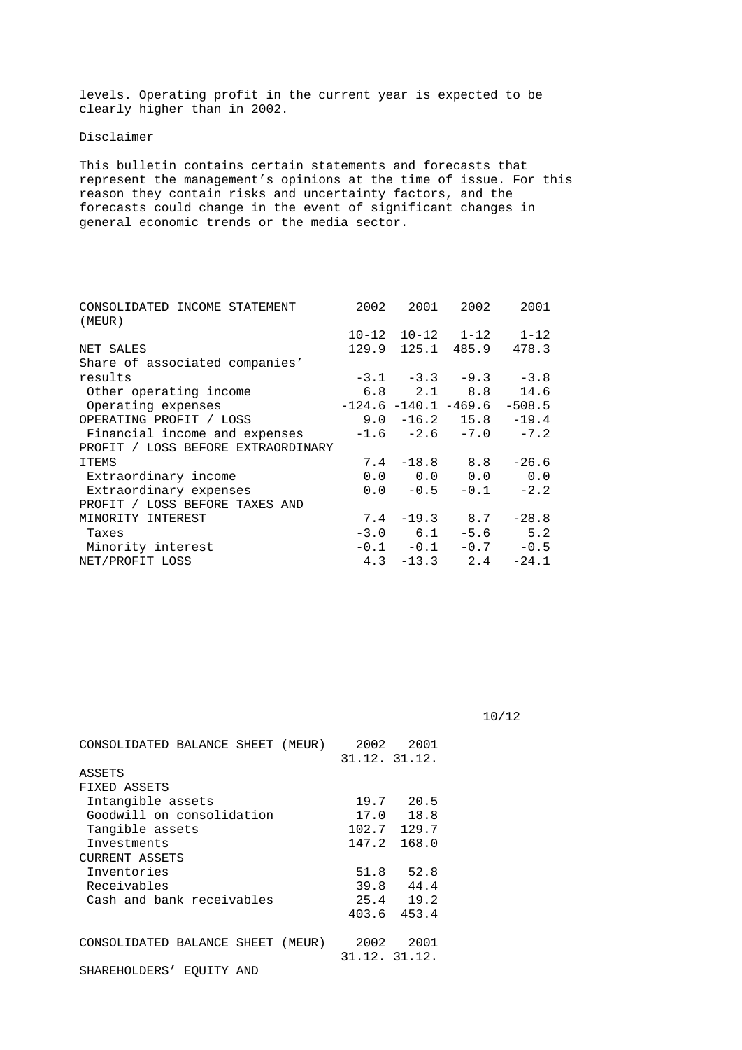levels. Operating profit in the current year is expected to be clearly higher than in 2002.

Disclaimer

This bulletin contains certain statements and forecasts that represent the management's opinions at the time of issue. For this reason they contain risks and uncertainty factors, and the forecasts could change in the event of significant changes in general economic trends or the media sector.

| CONSOLIDATED INCOME STATEMENT (MEUR) | 2002 | 2001 | 2002 | 2001 |
|---|---|---|---|---|
| | 10-12 | 10-12 | 1-12 | 1-12 |
| NET SALES | 129.9 | 125.1 | 485.9 | 478.3 |
| Share of associated companies' results | -3.1 | -3.3 | -9.3 | -3.8 |
| Other operating income | 6.8 | 2.1 | 8.8 | 14.6 |
| Operating expenses | -124.6 | -140.1 | -469.6 | -508.5 |
| OPERATING PROFIT / LOSS | 9.0 | -16.2 | 15.8 | -19.4 |
| Financial income and expenses | -1.6 | -2.6 | -7.0 | -7.2 |
| PROFIT / LOSS BEFORE EXTRAORDINARY ITEMS | 7.4 | -18.8 | 8.8 | -26.6 |
| Extraordinary income | 0.0 | 0.0 | 0.0 | 0.0 |
| Extraordinary expenses | 0.0 | -0.5 | -0.1 | -2.2 |
| PROFIT / LOSS BEFORE TAXES AND MINORITY INTEREST | 7.4 | -19.3 | 8.7 | -28.8 |
| Taxes | -3.0 | 6.1 | -5.6 | 5.2 |
| Minority interest | -0.1 | -0.1 | -0.7 | -0.5 |
| NET/PROFIT LOSS | 4.3 | -13.3 | 2.4 | -24.1 |

| CONSOLIDATED BALANCE SHEET (MEUR) | 2002 | 2001 |
|---|---|---|
| | 31.12. | 31.12. |
| ASSETS | | |
| FIXED ASSETS | | |
| Intangible assets | 19.7 | 20.5 |
| Goodwill on consolidation | 17.0 | 18.8 |
| Tangible assets | 102.7 | 129.7 |
| Investments | 147.2 | 168.0 |
| CURRENT ASSETS | | |
| Inventories | 51.8 | 52.8 |
| Receivables | 39.8 | 44.4 |
| Cash and bank receivables | 25.4 | 19.2 |
| | 403.6 | 453.4 |

| CONSOLIDATED BALANCE SHEET (MEUR) | 2002 | 2001 |
|---|---|---|
| | 31.12. | 31.12. |
| SHAREHOLDERS' EQUITY AND | | |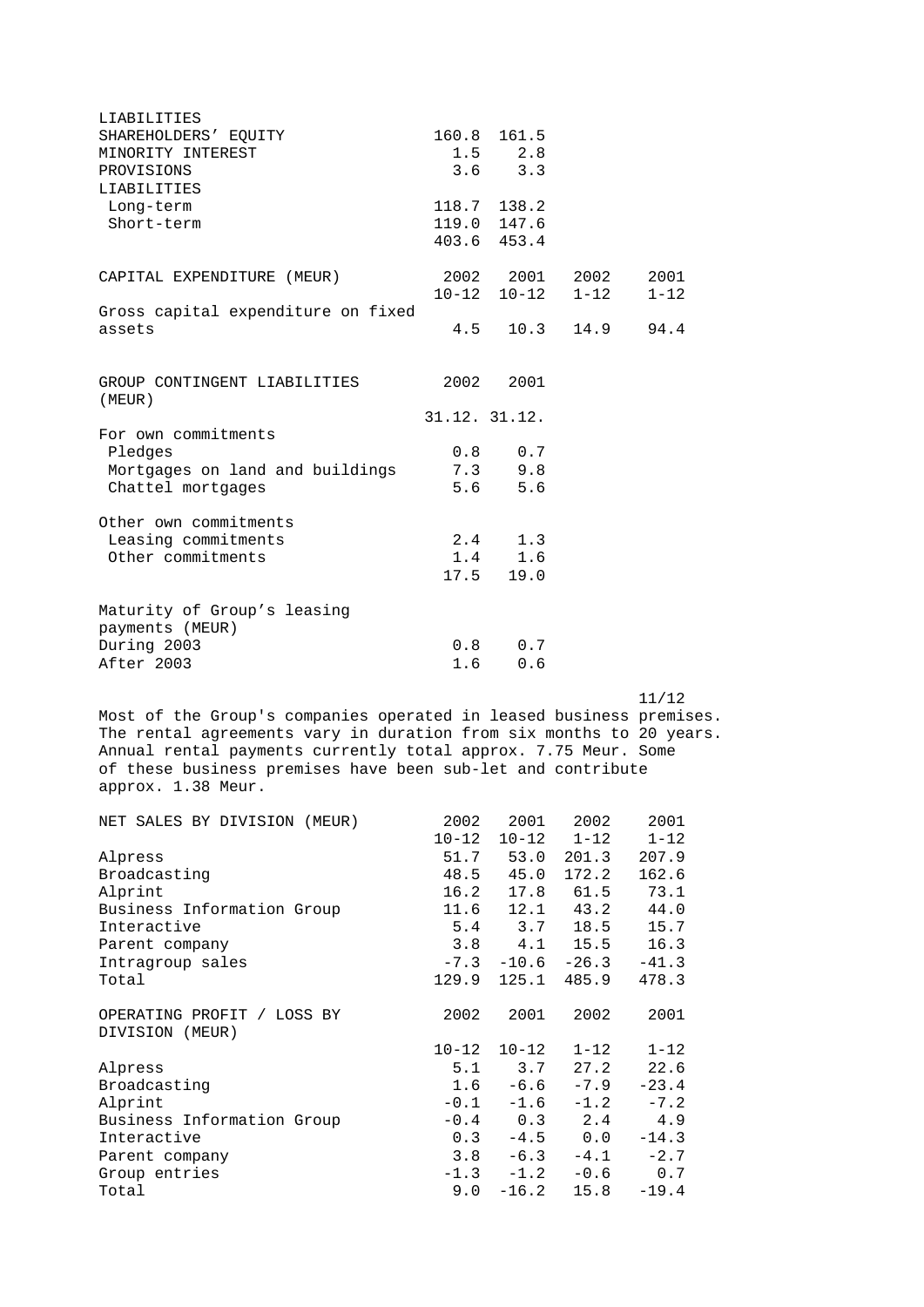| LIABILITIES | | |
|---|---|---|
| SHAREHOLDERS' EQUITY | 160.8 | 161.5 |
| MINORITY INTEREST | 1.5 | 2.8 |
| PROVISIONS | 3.6 | 3.3 |
| LIABILITIES | | |
| Long-term | 118.7 | 138.2 |
| Short-term | 119.0 | 147.6 |
| | 403.6 | 453.4 |

| CAPITAL EXPENDITURE (MEUR) | 2002 | 2001 | 2002 | 2001 |
|---|---|---|---|---|
| | 10-12 | 10-12 | 1-12 | 1-12 |
| Gross capital expenditure on fixed assets | 4.5 | 10.3 | 14.9 | 94.4 |

| GROUP CONTINGENT LIABILITIES (MEUR) | 2002 | 2001 |
|---|---|---|
| | 31.12. | 31.12. |
| For own commitments | | |
| Pledges | 0.8 | 0.7 |
| Mortgages on land and buildings | 7.3 | 9.8 |
| Chattel mortgages | 5.6 | 5.6 |
| Other own commitments | | |
| Leasing commitments | 2.4 | 1.3 |
| Other commitments | 1.4 | 1.6 |
| | 17.5 | 19.0 |

| Maturity of Group's leasing payments (MEUR) | | |
|---|---|---|
| During 2003 | 0.8 | 0.7 |
| After 2003 | 1.6 | 0.6 |

Most of the Group's companies operated in leased business premises. The rental agreements vary in duration from six months to 20 years. Annual rental payments currently total approx. 7.75 Meur. Some of these business premises have been sub-let and contribute approx. 1.38 Meur.

| NET SALES BY DIVISION (MEUR) | 2002 | 2001 | 2002 | 2001 |
|---|---|---|---|---|
| | 10-12 | 10-12 | 1-12 | 1-12 |
| Alpress | 51.7 | 53.0 | 201.3 | 207.9 |
| Broadcasting | 48.5 | 45.0 | 172.2 | 162.6 |
| Alprint | 16.2 | 17.8 | 61.5 | 73.1 |
| Business Information Group | 11.6 | 12.1 | 43.2 | 44.0 |
| Interactive | 5.4 | 3.7 | 18.5 | 15.7 |
| Parent company | 3.8 | 4.1 | 15.5 | 16.3 |
| Intragroup sales | -7.3 | -10.6 | -26.3 | -41.3 |
| Total | 129.9 | 125.1 | 485.9 | 478.3 |

| OPERATING PROFIT / LOSS BY DIVISION (MEUR) | 2002 | 2001 | 2002 | 2001 |
|---|---|---|---|---|
| | 10-12 | 10-12 | 1-12 | 1-12 |
| Alpress | 5.1 | 3.7 | 27.2 | 22.6 |
| Broadcasting | 1.6 | -6.6 | -7.9 | -23.4 |
| Alprint | -0.1 | -1.6 | -1.2 | -7.2 |
| Business Information Group | -0.4 | 0.3 | 2.4 | 4.9 |
| Interactive | 0.3 | -4.5 | 0.0 | -14.3 |
| Parent company | 3.8 | -6.3 | -4.1 | -2.7 |
| Group entries | -1.3 | -1.2 | -0.6 | 0.7 |
| Total | 9.0 | -16.2 | 15.8 | -19.4 |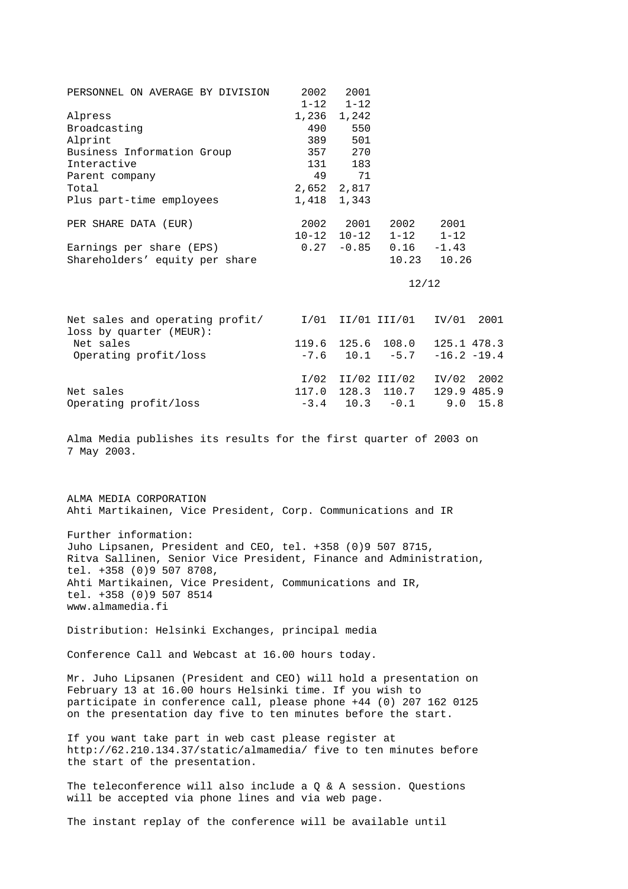| PERSONNEL ON AVERAGE BY DIVISION | 2002 1-12 | 2001 1-12 |
|---|---|---|
| Alpress | 1,236 | 1,242 |
| Broadcasting | 490 | 550 |
| Alprint | 389 | 501 |
| Business Information Group | 357 | 270 |
| Interactive | 131 | 183 |
| Parent company | 49 | 71 |
| Total | 2,652 | 2,817 |
| Plus part-time employees | 1,418 | 1,343 |

| PER SHARE DATA (EUR) | 2002 10-12 | 2001 10-12 | 2002 1-12 | 2001 1-12 |
|---|---|---|---|---|
| Earnings per share (EPS) | 0.27 | -0.85 | 0.16 | -1.43 |
| Shareholders’ equity per share | | | 10.23 | 10.26 |
| | | | 12/12 | |

| Net sales and operating profit/ loss by quarter (MEUR): | I/01 | II/01 | III/01 | IV/01 | 2001 |
|---|---|---|---|---|---|
| Net sales | 119.6 | 125.6 | 108.0 | 125.1 | 478.3 |
| Operating profit/loss | -7.6 | 10.1 | -5.7 | -16.2 | -19.4 |
| | I/02 | II/02 | III/02 | IV/02 | 2002 |
| Net sales | 117.0 | 128.3 | 110.7 | 129.9 | 485.9 |
| Operating profit/loss | -3.4 | 10.3 | -0.1 | 9.0 | 15.8 |

Alma Media publishes its results for the first quarter of 2003 on 7 May 2003.

ALMA MEDIA CORPORATION
Ahti Martikainen, Vice President, Corp. Communications and IR

Further information:
Juho Lipsanen, President and CEO, tel. +358 (0)9 507 8715,
Ritva Sallinen, Senior Vice President, Finance and Administration, tel. +358 (0)9 507 8708,
Ahti Martikainen, Vice President, Communications and IR, tel. +358 (0)9 507 8514
www.almamedia.fi

Distribution: Helsinki Exchanges, principal media

Conference Call and Webcast at 16.00 hours today.

Mr. Juho Lipsanen (President and CEO) will hold a presentation on February 13 at 16.00 hours Helsinki time. If you wish to participate in conference call, please phone +44 (0) 207 162 0125 on the presentation day five to ten minutes before the start.

If you want take part in web cast please register at http://62.210.134.37/static/almamedia/ five to ten minutes before the start of the presentation.

The teleconference will also include a Q & A session. Questions will be accepted via phone lines and via web page.

The instant replay of the conference will be available until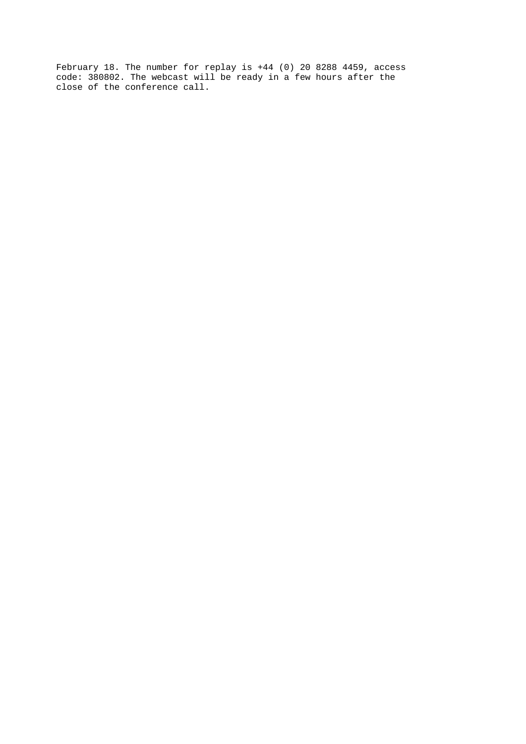February 18. The number for replay is +44 (0) 20 8288 4459, access code: 380802. The webcast will be ready in a few hours after the close of the conference call.